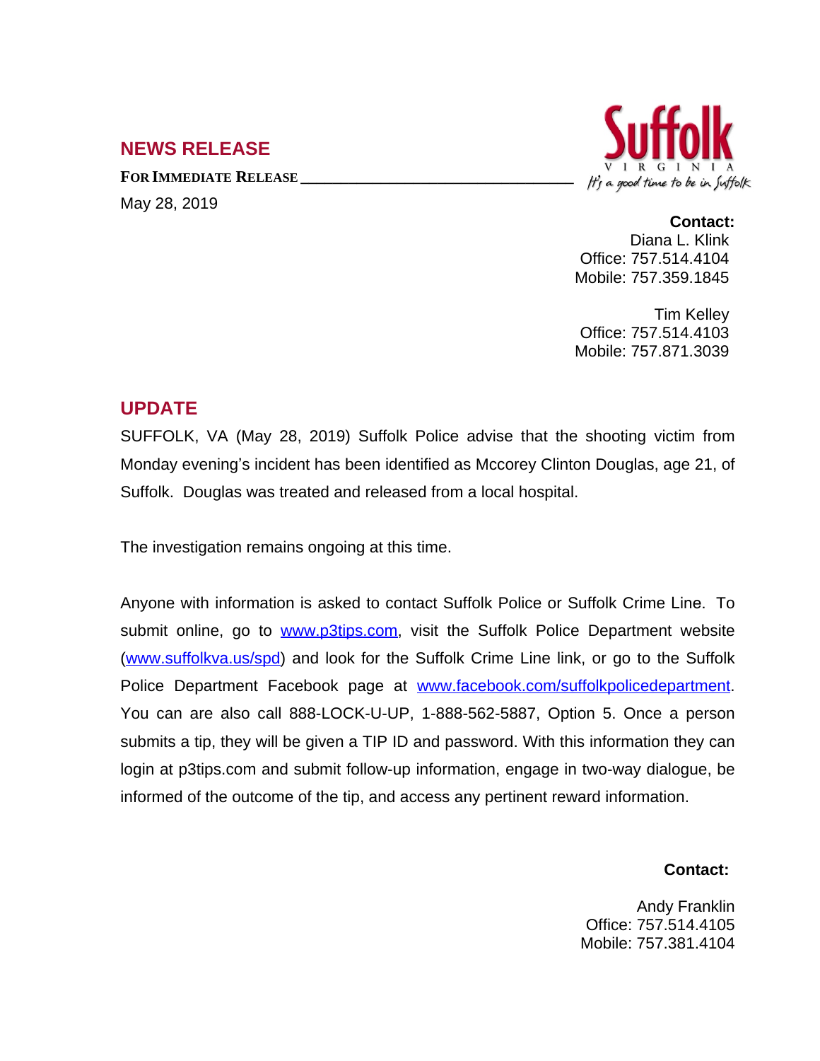## NEWS RELEASE

**FOR IMMEDIATE RELEASE**

May 28, 2019

Suffolk VIRGINIA — *It's a good time to be in Suffolk*

**Contact:**
Diana L. Klink
Office: 757.514.4104
Mobile: 757.359.1845

Tim Kelley
Office: 757.514.4103
Mobile: 757.871.3039

## UPDATE

SUFFOLK, VA (May 28, 2019) Suffolk Police advise that the shooting victim from Monday evening's incident has been identified as Mccorey Clinton Douglas, age 21, of Suffolk. Douglas was treated and released from a local hospital.

The investigation remains ongoing at this time.

Anyone with information is asked to contact Suffolk Police or Suffolk Crime Line. To submit online, go to [www.p3tips.com](http://www.p3tips.com), visit the Suffolk Police Department website ([www.suffolkva.us/spd](http://www.suffolkva.us/spd)) and look for the Suffolk Crime Line link, or go to the Suffolk Police Department Facebook page at [www.facebook.com/suffolkpolicedepartment](http://www.facebook.com/suffolkpolicedepartment). You can are also call 888-LOCK-U-UP, 1-888-562-5887, Option 5. Once a person submits a tip, they will be given a TIP ID and password. With this information they can login at p3tips.com and submit follow-up information, engage in two-way dialogue, be informed of the outcome of the tip, and access any pertinent reward information.

**Contact:**

Andy Franklin
Office: 757.514.4105
Mobile: 757.381.4104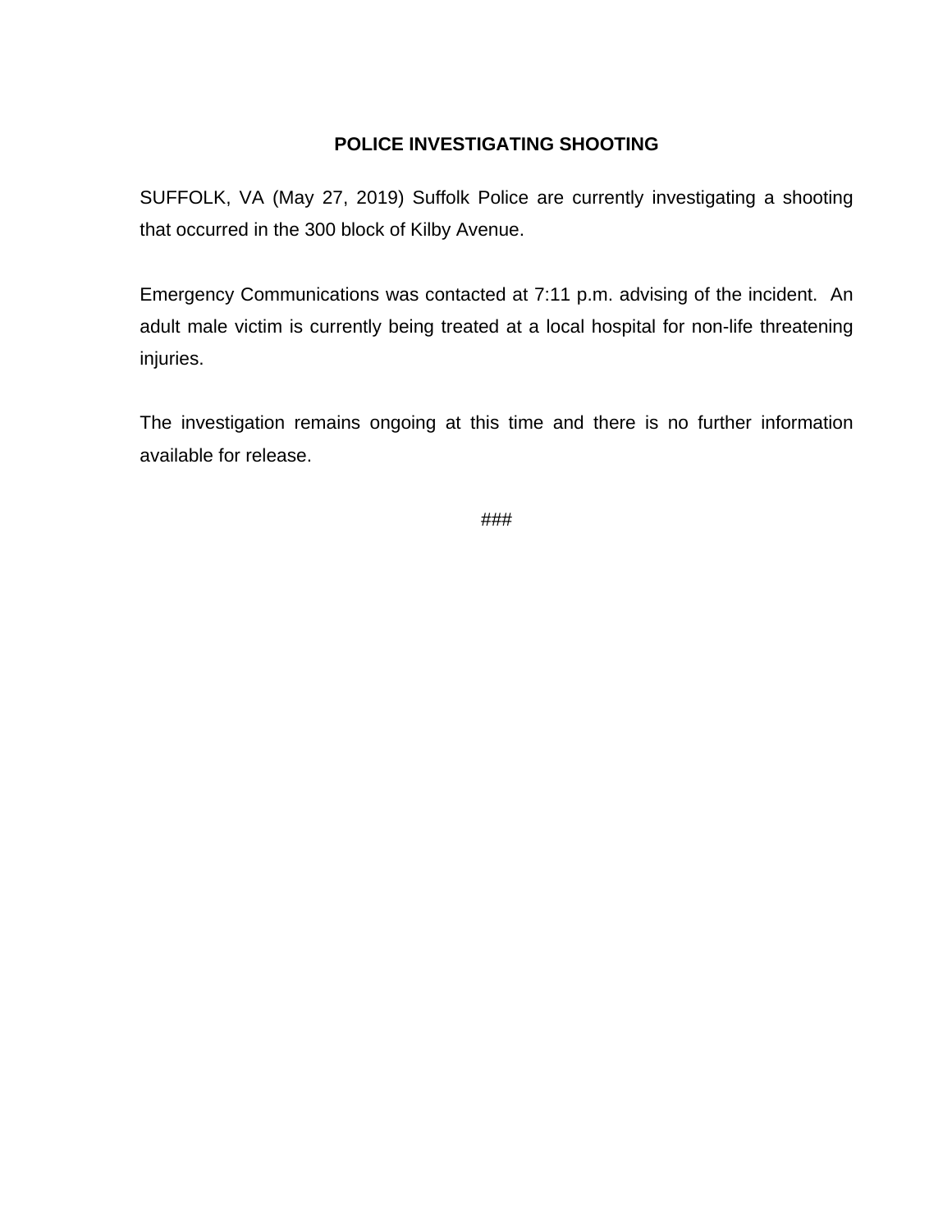**POLICE INVESTIGATING SHOOTING**

SUFFOLK, VA (May 27, 2019) Suffolk Police are currently investigating a shooting that occurred in the 300 block of Kilby Avenue.

Emergency Communications was contacted at 7:11 p.m. advising of the incident. An adult male victim is currently being treated at a local hospital for non-life threatening injuries.

The investigation remains ongoing at this time and there is no further information available for release.

###